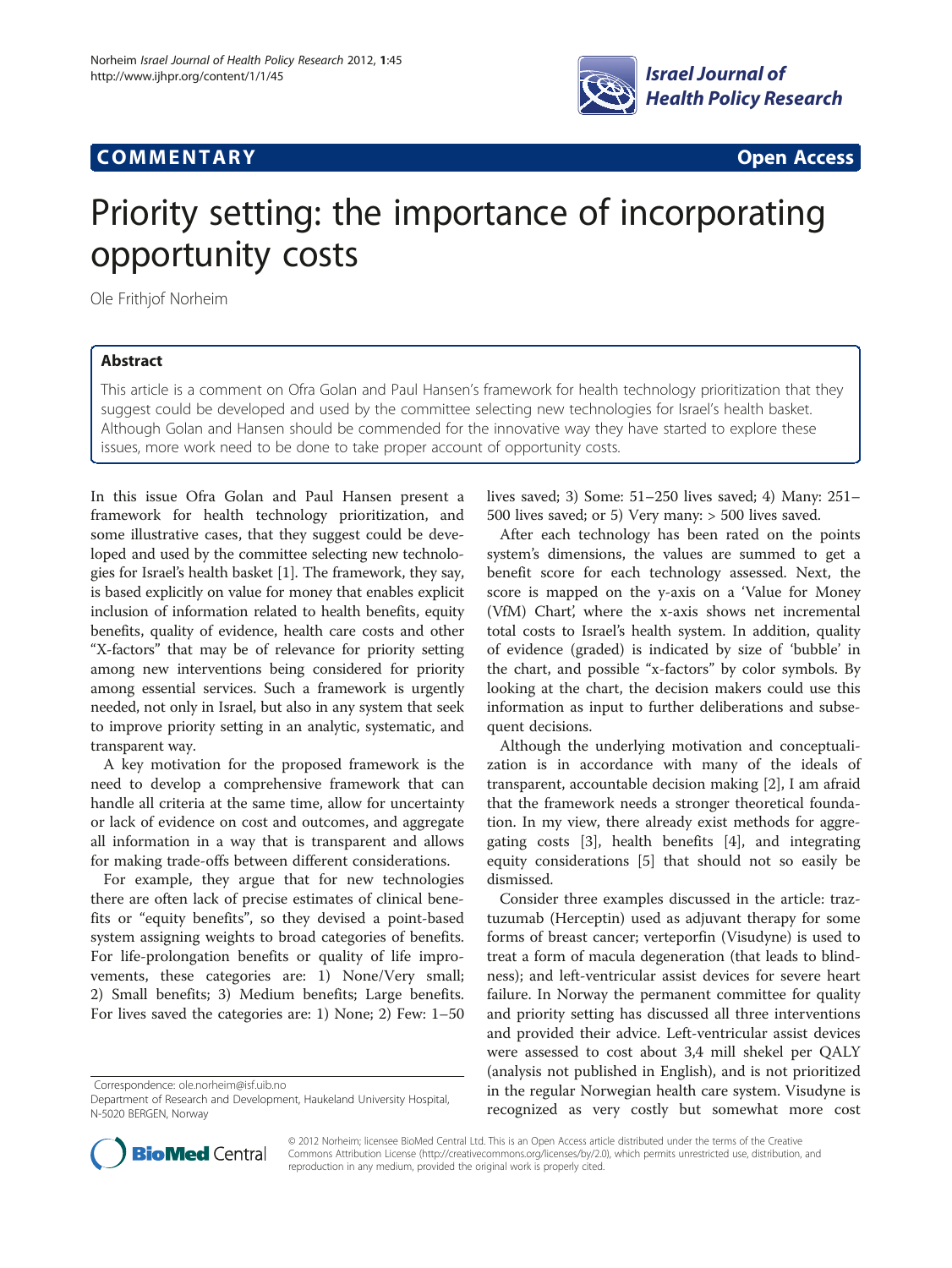COMMENTARY Open Access

# Priority setting: the importance of incorporating opportunity costs

Ole Frithjof Norheim

## Abstract

This article is a comment on Ofra Golan and Paul Hansen's framework for health technology prioritization that they suggest could be developed and used by the committee selecting new technologies for Israel's health basket. Although Golan and Hansen should be commended for the innovative way they have started to explore these issues, more work need to be done to take proper account of opportunity costs.

In this issue Ofra Golan and Paul Hansen present a framework for health technology prioritization, and some illustrative cases, that they suggest could be developed and used by the committee selecting new technologies for Israel's health basket [1]. The framework, they say, is based explicitly on value for money that enables explicit inclusion of information related to health benefits, equity benefits, quality of evidence, health care costs and other "X-factors" that may be of relevance for priority setting among new interventions being considered for priority among essential services. Such a framework is urgently needed, not only in Israel, but also in any system that seek to improve priority setting in an analytic, systematic, and transparent way.

A key motivation for the proposed framework is the need to develop a comprehensive framework that can handle all criteria at the same time, allow for uncertainty or lack of evidence on cost and outcomes, and aggregate all information in a way that is transparent and allows for making trade-offs between different considerations.

For example, they argue that for new technologies there are often lack of precise estimates of clinical benefits or "equity benefits", so they devised a point-based system assigning weights to broad categories of benefits. For life-prolongation benefits or quality of life improvements, these categories are: 1) None/Very small; 2) Small benefits; 3) Medium benefits; Large benefits. For lives saved the categories are: 1) None; 2) Few: 1–50 lives saved; 3) Some: 51–250 lives saved; 4) Many: 251–500 lives saved; or 5) Very many: > 500 lives saved.

After each technology has been rated on the points system's dimensions, the values are summed to get a benefit score for each technology assessed. Next, the score is mapped on the y-axis on a 'Value for Money (VfM) Chart', where the x-axis shows net incremental total costs to Israel's health system. In addition, quality of evidence (graded) is indicated by size of 'bubble' in the chart, and possible "x-factors" by color symbols. By looking at the chart, the decision makers could use this information as input to further deliberations and subsequent decisions.

Although the underlying motivation and conceptualization is in accordance with many of the ideals of transparent, accountable decision making [2], I am afraid that the framework needs a stronger theoretical foundation. In my view, there already exist methods for aggregating costs [3], health benefits [4], and integrating equity considerations [5] that should not so easily be dismissed.

Consider three examples discussed in the article: traztuzumab (Herceptin) used as adjuvant therapy for some forms of breast cancer; verteporfin (Visudyne) is used to treat a form of macula degeneration (that leads to blindness); and left-ventricular assist devices for severe heart failure. In Norway the permanent committee for quality and priority setting has discussed all three interventions and provided their advice. Left-ventricular assist devices were assessed to cost about 3,4 mill shekel per QALY (analysis not published in English), and is not prioritized in the regular Norwegian health care system. Visudyne is recognized as very costly but somewhat more cost

Correspondence: ole.norheim@isf.uib.no
Department of Research and Development, Haukeland University Hospital, N-5020 BERGEN, Norway

© 2012 Norheim; licensee BioMed Central Ltd. This is an Open Access article distributed under the terms of the Creative Commons Attribution License (http://creativecommons.org/licenses/by/2.0), which permits unrestricted use, distribution, and reproduction in any medium, provided the original work is properly cited.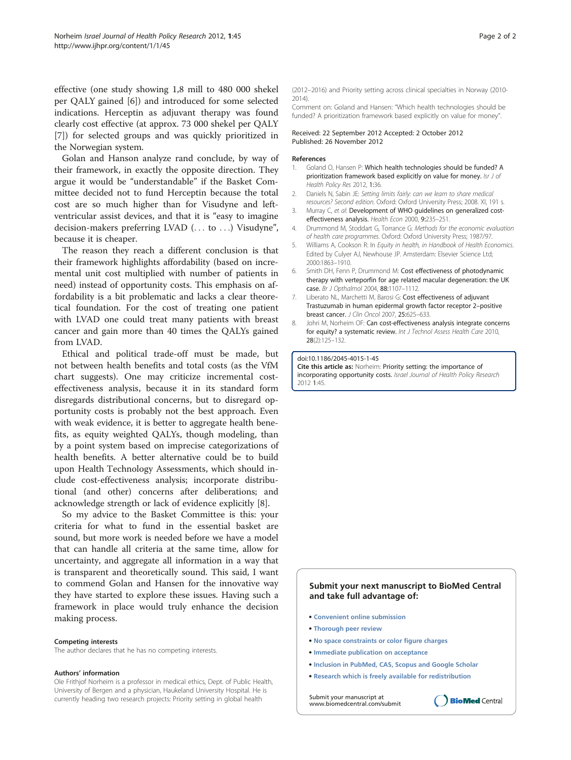effective (one study showing 1,8 mill to 480 000 shekel per QALY gained [6]) and introduced for some selected indications. Herceptin as adjuvant therapy was found clearly cost effective (at approx. 73 000 shekel per QALY [7]) for selected groups and was quickly prioritized in the Norwegian system.

Golan and Hanson analyze rand conclude, by way of their framework, in exactly the opposite direction. They argue it would be "understandable" if the Basket Committee decided not to fund Herceptin because the total cost are so much higher than for Visudyne and left-ventricular assist devices, and that it is "easy to imagine decision-makers preferring LVAD (… to …) Visudyne", because it is cheaper.

The reason they reach a different conclusion is that their framework highlights affordability (based on incremental unit cost multiplied with number of patients in need) instead of opportunity costs. This emphasis on affordability is a bit problematic and lacks a clear theoretical foundation. For the cost of treating one patient with LVAD one could treat many patients with breast cancer and gain more than 40 times the QALYs gained from LVAD.

Ethical and political trade-off must be made, but not between health benefits and total costs (as the VfM chart suggests). One may criticize incremental cost-effectiveness analysis, because it in its standard form disregards distributional concerns, but to disregard opportunity costs is probably not the best approach. Even with weak evidence, it is better to aggregate health benefits, as equity weighted QALYs, though modeling, than by a point system based on imprecise categorizations of health benefits. A better alternative could be to build upon Health Technology Assessments, which should include cost-effectiveness analysis; incorporate distributional (and other) concerns after deliberations; and acknowledge strength or lack of evidence explicitly [8].

So my advice to the Basket Committee is this: your criteria for what to fund in the essential basket are sound, but more work is needed before we have a model that can handle all criteria at the same time, allow for uncertainty, and aggregate all information in a way that is transparent and theoretically sound. This said, I want to commend Golan and Hansen for the innovative way they have started to explore these issues. Having such a framework in place would truly enhance the decision making process.

#### Competing interests

The author declares that he has no competing interests.

#### Authors' information

Ole Frithjof Norheim is a professor in medical ethics, Dept. of Public Health, University of Bergen and a physician, Haukeland University Hospital. He is currently heading two research projects: Priority setting in global health (2012–2016) and Priority setting across clinical specialties in Norway (2010-2014).

Comment on: Goland and Hansen: "Which health technologies should be funded? A prioritization framework based explicitly on value for money".

Received: 22 September 2012 Accepted: 2 October 2012
Published: 26 November 2012

#### References

1. Goland O, Hansen P: **Which health technologies should be funded? A prioritization framework based explicitly on value for money.** *Isr J of Health Policy Res* 2012, **1**:36.
2. Daniels N, Sabin JE: *Setting limits fairly: can we learn to share medical resources? Second edition*. Oxford: Oxford University Press; 2008. XI, 191 s.
3. Murray C, *et al*: **Development of WHO guidelines on generalized cost-effectiveness analysis.** *Health Econ* 2000, **9**:235–251.
4. Drummond M, Stoddart G, Torrance G: *Methods for the economic evaluation of health care programmes*. Oxford: Oxford University Press; 1987/97.
5. Williams A, Cookson R: In *Equity in health, in Handbook of Health Economics*. Edited by Culyer AJ, Newhouse JP. Amsterdam: Elsevier Science Ltd; 2000:1863–1910.
6. Smith DH, Fenn P, Drummond M: **Cost effectiveness of photodynamic therapy with verteporfin for age related macular degeneration: the UK case.** *Br J Opthalmol* 2004, **88**:1107–1112.
7. Liberato NL, Marchetti M, Barosi G: **Cost effectiveness of adjuvant Trastuzumab in human epidermal growth factor receptor 2–positive breast cancer.** *J Clin Oncol* 2007, **25**:625–633.
8. Johri M, Norheim OF: **Can cost-effectiveness analysis integrate concerns for equity? a systematic review.** *Int J Technol Assess Health Care* 2010, **28**(2):125–132.

doi:10.1186/2045-4015-1-45
**Cite this article as:** Norheim: Priority setting: the importance of incorporating opportunity costs. *Israel Journal of Health Policy Research* 2012 **1**:45.

**Submit your next manuscript to BioMed Central and take full advantage of:**

- **Convenient online submission**
- **Thorough peer review**
- **No space constraints or color figure charges**
- **Immediate publication on acceptance**
- **Inclusion in PubMed, CAS, Scopus and Google Scholar**
- **Research which is freely available for redistribution**

Submit your manuscript at
www.biomedcentral.com/submit

BioMed Central